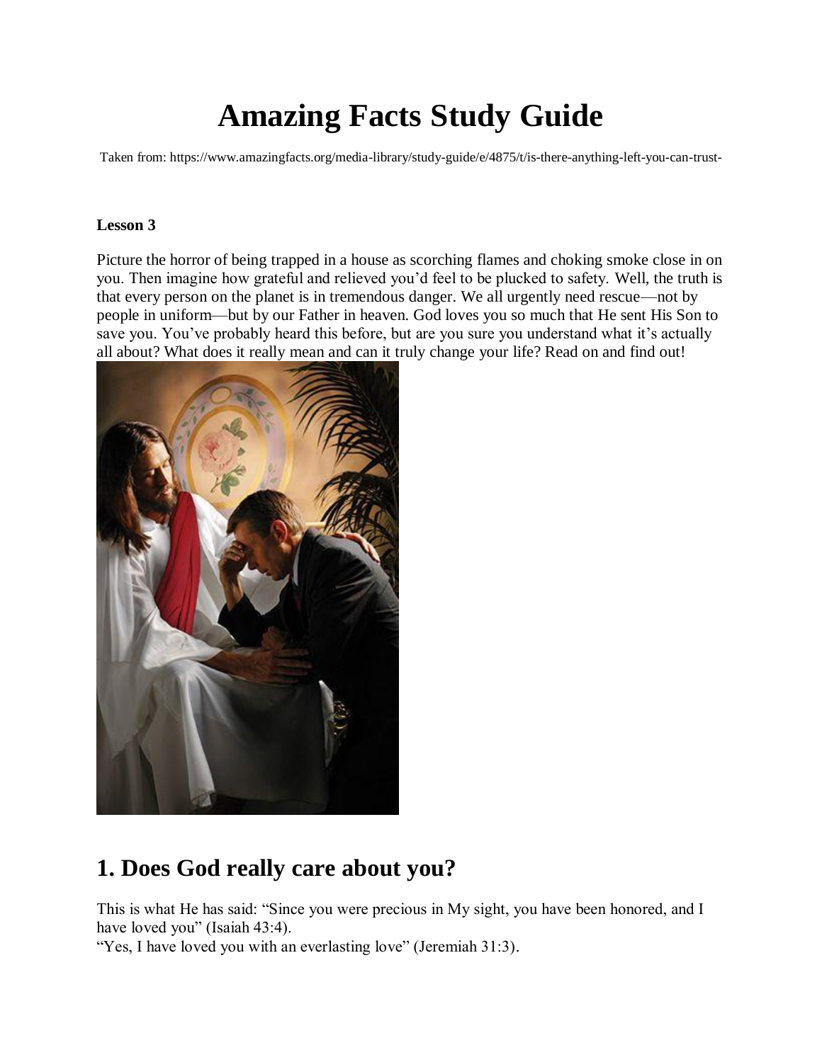# Amazing Facts Study Guide

Taken from: https://www.amazingfacts.org/media-library/study-guide/e/4875/t/is-there-anything-left-you-can-trust-

**Lesson 3**

Picture the horror of being trapped in a house as scorching flames and choking smoke close in on you. Then imagine how grateful and relieved you'd feel to be plucked to safety. Well, the truth is that every person on the planet is in tremendous danger. We all urgently need rescue—not by people in uniform—but by our Father in heaven. God loves you so much that He sent His Son to save you. You've probably heard this before, but are you sure you understand what it's actually all about? What does it really mean and can it truly change your life? Read on and find out!

## 1. Does God really care about you?

This is what He has said: "Since you were precious in My sight, you have been honored, and I have loved you" (Isaiah 43:4).
"Yes, I have loved you with an everlasting love" (Jeremiah 31:3).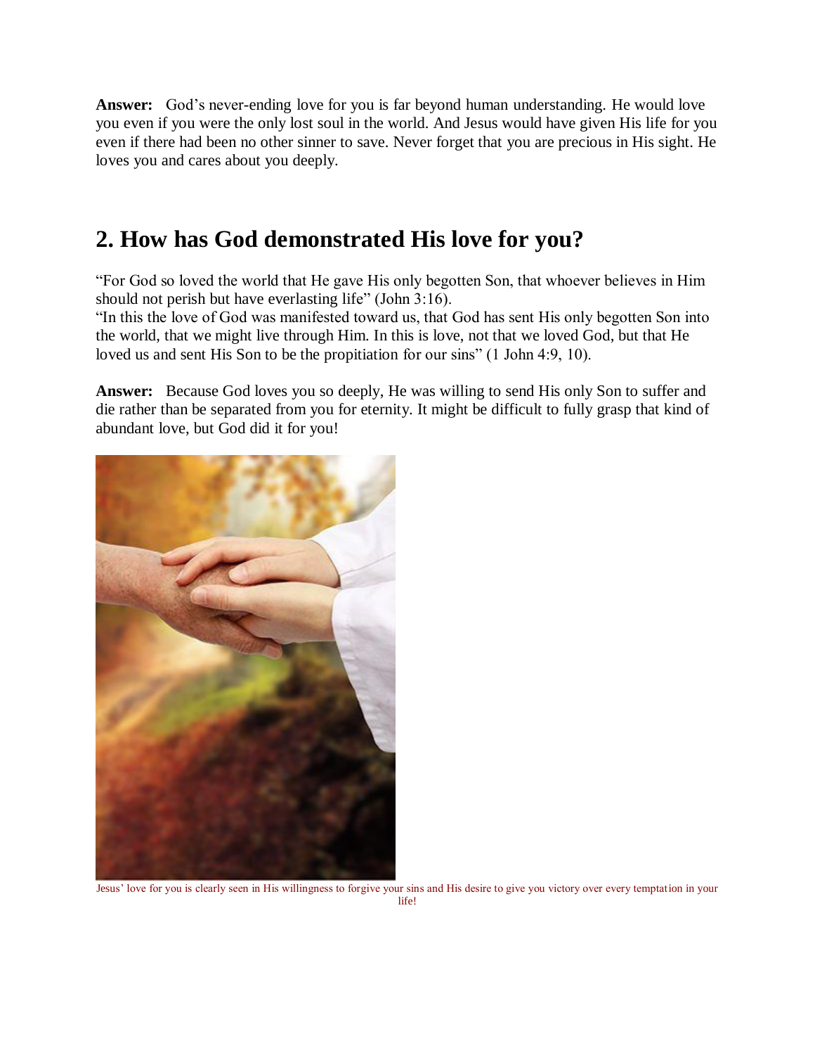**Answer:** God's never-ending love for you is far beyond human understanding. He would love you even if you were the only lost soul in the world. And Jesus would have given His life for you even if there had been no other sinner to save. Never forget that you are precious in His sight. He loves you and cares about you deeply.

## 2. How has God demonstrated His love for you?

"For God so loved the world that He gave His only begotten Son, that whoever believes in Him should not perish but have everlasting life" (John 3:16).
"In this the love of God was manifested toward us, that God has sent His only begotten Son into the world, that we might live through Him. In this is love, not that we loved God, but that He loved us and sent His Son to be the propitiation for our sins" (1 John 4:9, 10).

**Answer:** Because God loves you so deeply, He was willing to send His only Son to suffer and die rather than be separated from you for eternity. It might be difficult to fully grasp that kind of abundant love, but God did it for you!

Jesus' love for you is clearly seen in His willingness to forgive your sins and His desire to give you victory over every temptation in your life!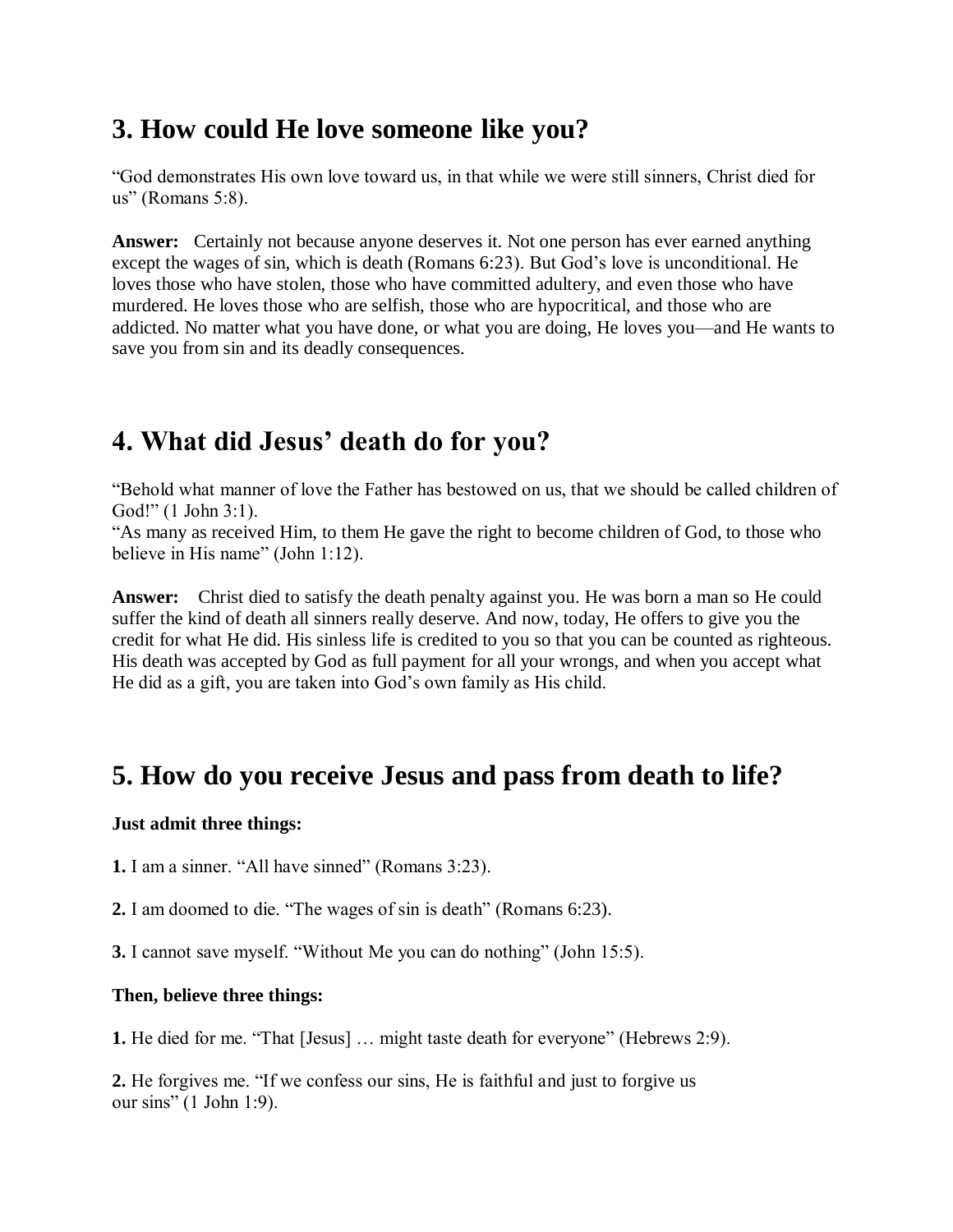## 3. How could He love someone like you?

"God demonstrates His own love toward us, in that while we were still sinners, Christ died for us" (Romans 5:8).

**Answer:** Certainly not because anyone deserves it. Not one person has ever earned anything except the wages of sin, which is death (Romans 6:23). But God's love is unconditional. He loves those who have stolen, those who have committed adultery, and even those who have murdered. He loves those who are selfish, those who are hypocritical, and those who are addicted. No matter what you have done, or what you are doing, He loves you—and He wants to save you from sin and its deadly consequences.

## 4. What did Jesus' death do for you?

"Behold what manner of love the Father has bestowed on us, that we should be called children of God!" (1 John 3:1).
"As many as received Him, to them He gave the right to become children of God, to those who believe in His name" (John 1:12).

**Answer:** Christ died to satisfy the death penalty against you. He was born a man so He could suffer the kind of death all sinners really deserve. And now, today, He offers to give you the credit for what He did. His sinless life is credited to you so that you can be counted as righteous. His death was accepted by God as full payment for all your wrongs, and when you accept what He did as a gift, you are taken into God's own family as His child.

## 5. How do you receive Jesus and pass from death to life?

**Just admit three things:**

**1.** I am a sinner. "All have sinned" (Romans 3:23).

**2.** I am doomed to die. "The wages of sin is death" (Romans 6:23).

**3.** I cannot save myself. "Without Me you can do nothing" (John 15:5).

**Then, believe three things:**

**1.** He died for me. "That [Jesus] … might taste death for everyone" (Hebrews 2:9).

**2.** He forgives me. "If we confess our sins, He is faithful and just to forgive us our sins" (1 John 1:9).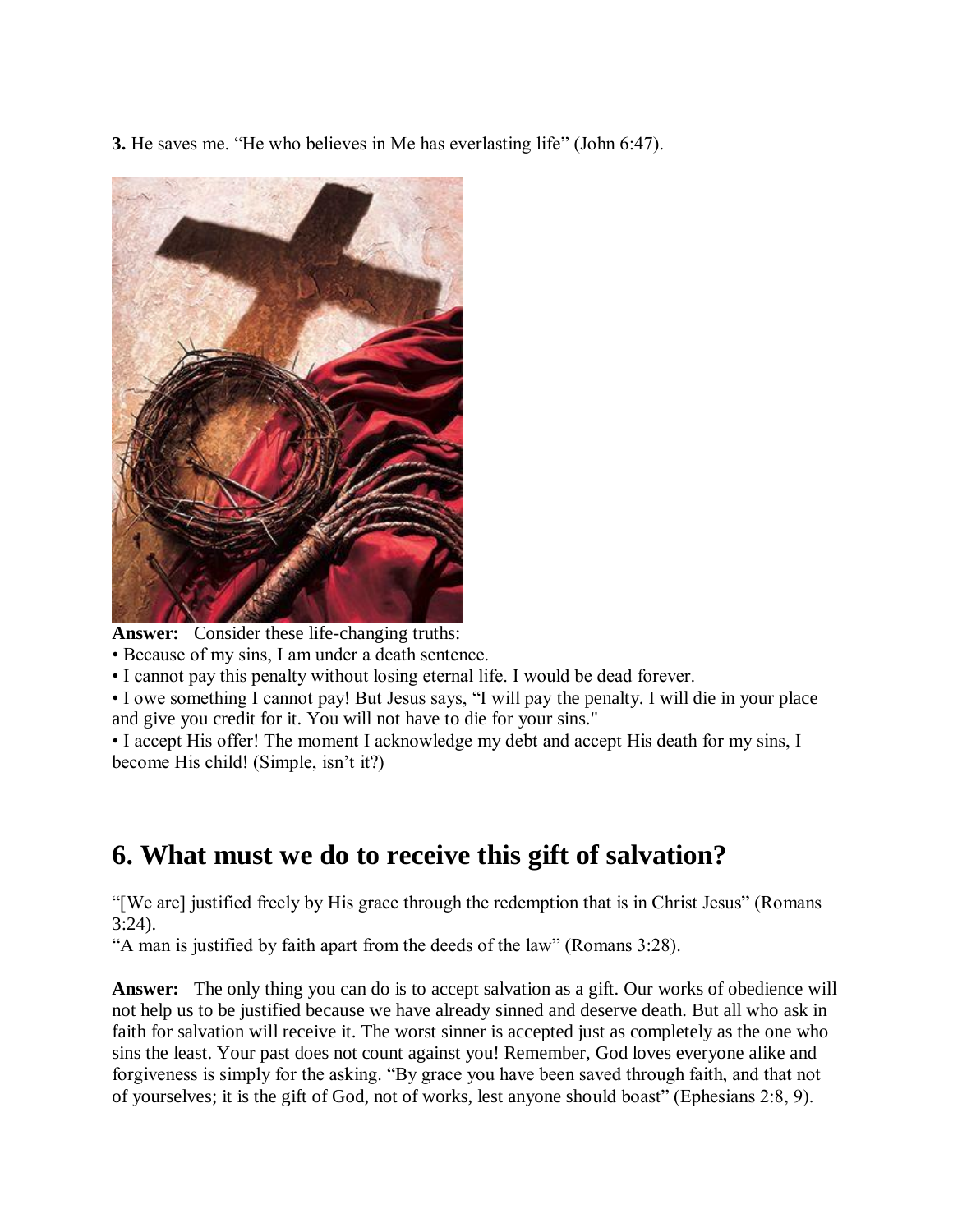**3.** He saves me. “He who believes in Me has everlasting life” (John 6:47).

**Answer:** Consider these life-changing truths:

• Because of my sins, I am under a death sentence.

• I cannot pay this penalty without losing eternal life. I would be dead forever.

• I owe something I cannot pay! But Jesus says, “I will pay the penalty. I will die in your place and give you credit for it. You will not have to die for your sins."

• I accept His offer! The moment I acknowledge my debt and accept His death for my sins, I become His child! (Simple, isn’t it?)

## 6. What must we do to receive this gift of salvation?

“[We are] justified freely by His grace through the redemption that is in Christ Jesus” (Romans 3:24).

“A man is justified by faith apart from the deeds of the law” (Romans 3:28).

**Answer:** The only thing you can do is to accept salvation as a gift. Our works of obedience will not help us to be justified because we have already sinned and deserve death. But all who ask in faith for salvation will receive it. The worst sinner is accepted just as completely as the one who sins the least. Your past does not count against you! Remember, God loves everyone alike and forgiveness is simply for the asking. “By grace you have been saved through faith, and that not of yourselves; it is the gift of God, not of works, lest anyone should boast” (Ephesians 2:8, 9).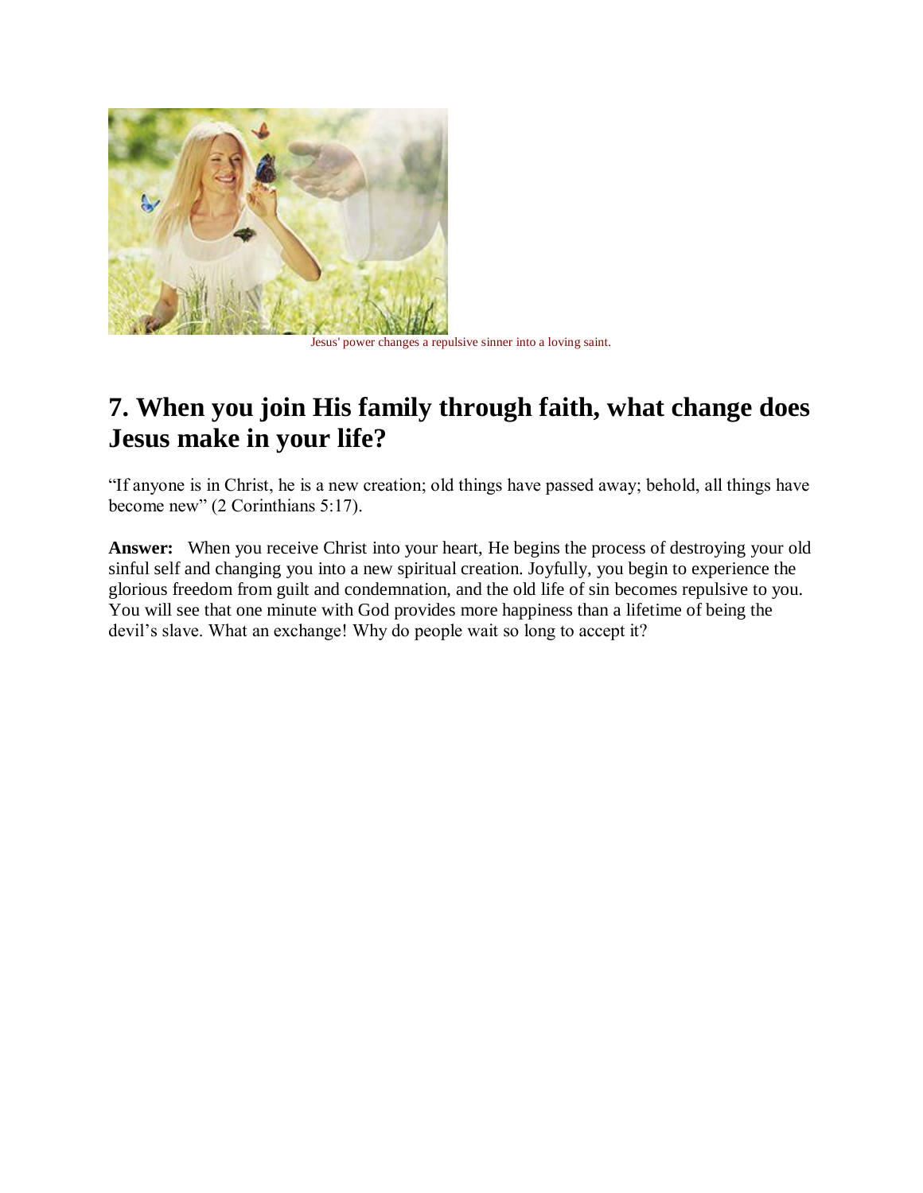Jesus' power changes a repulsive sinner into a loving saint.

## 7. When you join His family through faith, what change does Jesus make in your life?

"If anyone is in Christ, he is a new creation; old things have passed away; behold, all things have become new" (2 Corinthians 5:17).

**Answer:** When you receive Christ into your heart, He begins the process of destroying your old sinful self and changing you into a new spiritual creation. Joyfully, you begin to experience the glorious freedom from guilt and condemnation, and the old life of sin becomes repulsive to you. You will see that one minute with God provides more happiness than a lifetime of being the devil's slave. What an exchange! Why do people wait so long to accept it?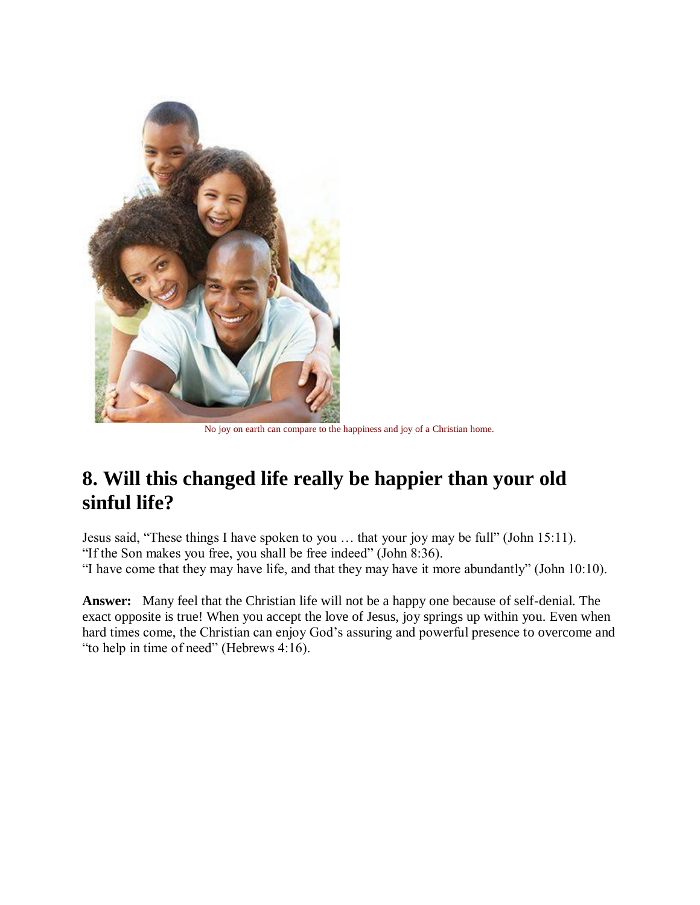No joy on earth can compare to the happiness and joy of a Christian home.

## 8. Will this changed life really be happier than your old sinful life?

Jesus said, "These things I have spoken to you … that your joy may be full" (John 15:11).
"If the Son makes you free, you shall be free indeed" (John 8:36).
"I have come that they may have life, and that they may have it more abundantly" (John 10:10).

**Answer:** Many feel that the Christian life will not be a happy one because of self-denial. The exact opposite is true! When you accept the love of Jesus, joy springs up within you. Even when hard times come, the Christian can enjoy God's assuring and powerful presence to overcome and "to help in time of need" (Hebrews 4:16).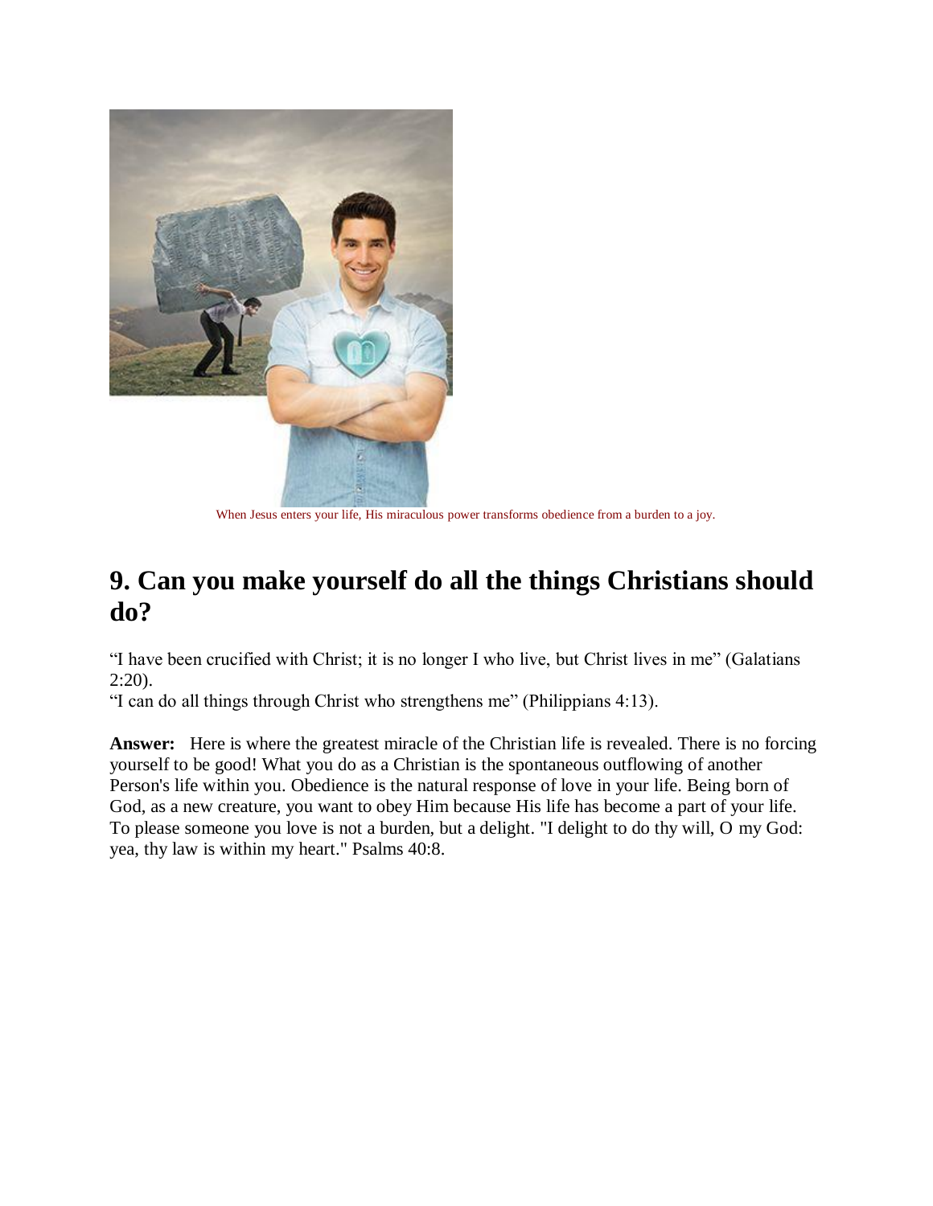When Jesus enters your life, His miraculous power transforms obedience from a burden to a joy.

## 9. Can you make yourself do all the things Christians should do?

"I have been crucified with Christ; it is no longer I who live, but Christ lives in me" (Galatians 2:20).
"I can do all things through Christ who strengthens me" (Philippians 4:13).

**Answer:** Here is where the greatest miracle of the Christian life is revealed. There is no forcing yourself to be good! What you do as a Christian is the spontaneous outflowing of another Person's life within you. Obedience is the natural response of love in your life. Being born of God, as a new creature, you want to obey Him because His life has become a part of your life. To please someone you love is not a burden, but a delight. "I delight to do thy will, O my God: yea, thy law is within my heart." Psalms 40:8.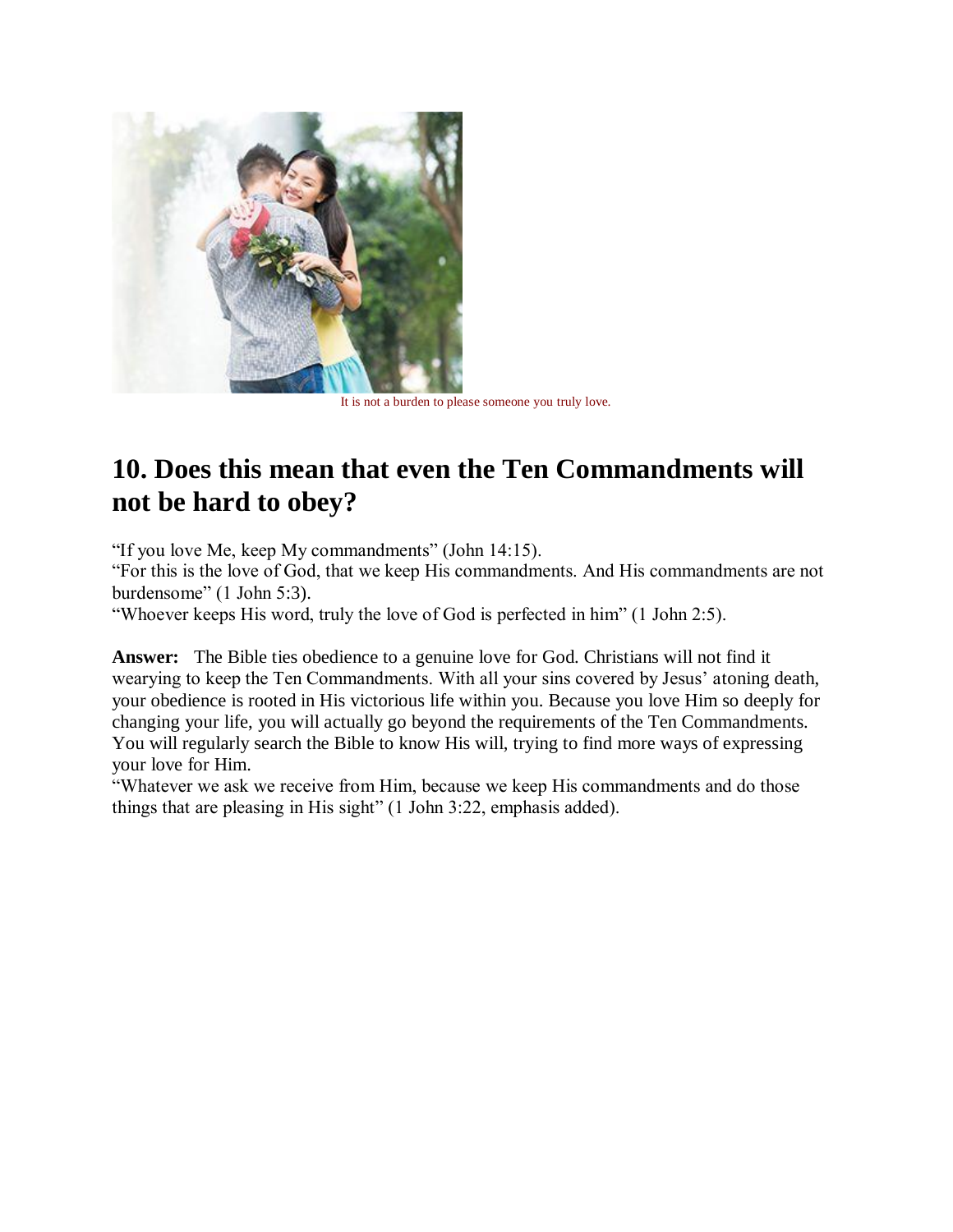It is not a burden to please someone you truly love.

## 10. Does this mean that even the Ten Commandments will not be hard to obey?

"If you love Me, keep My commandments" (John 14:15).
"For this is the love of God, that we keep His commandments. And His commandments are not burdensome" (1 John 5:3).
"Whoever keeps His word, truly the love of God is perfected in him" (1 John 2:5).

**Answer:** The Bible ties obedience to a genuine love for God. Christians will not find it wearying to keep the Ten Commandments. With all your sins covered by Jesus' atoning death, your obedience is rooted in His victorious life within you. Because you love Him so deeply for changing your life, you will actually go beyond the requirements of the Ten Commandments. You will regularly search the Bible to know His will, trying to find more ways of expressing your love for Him.
"Whatever we ask we receive from Him, because we keep His commandments and do those things that are pleasing in His sight" (1 John 3:22, emphasis added).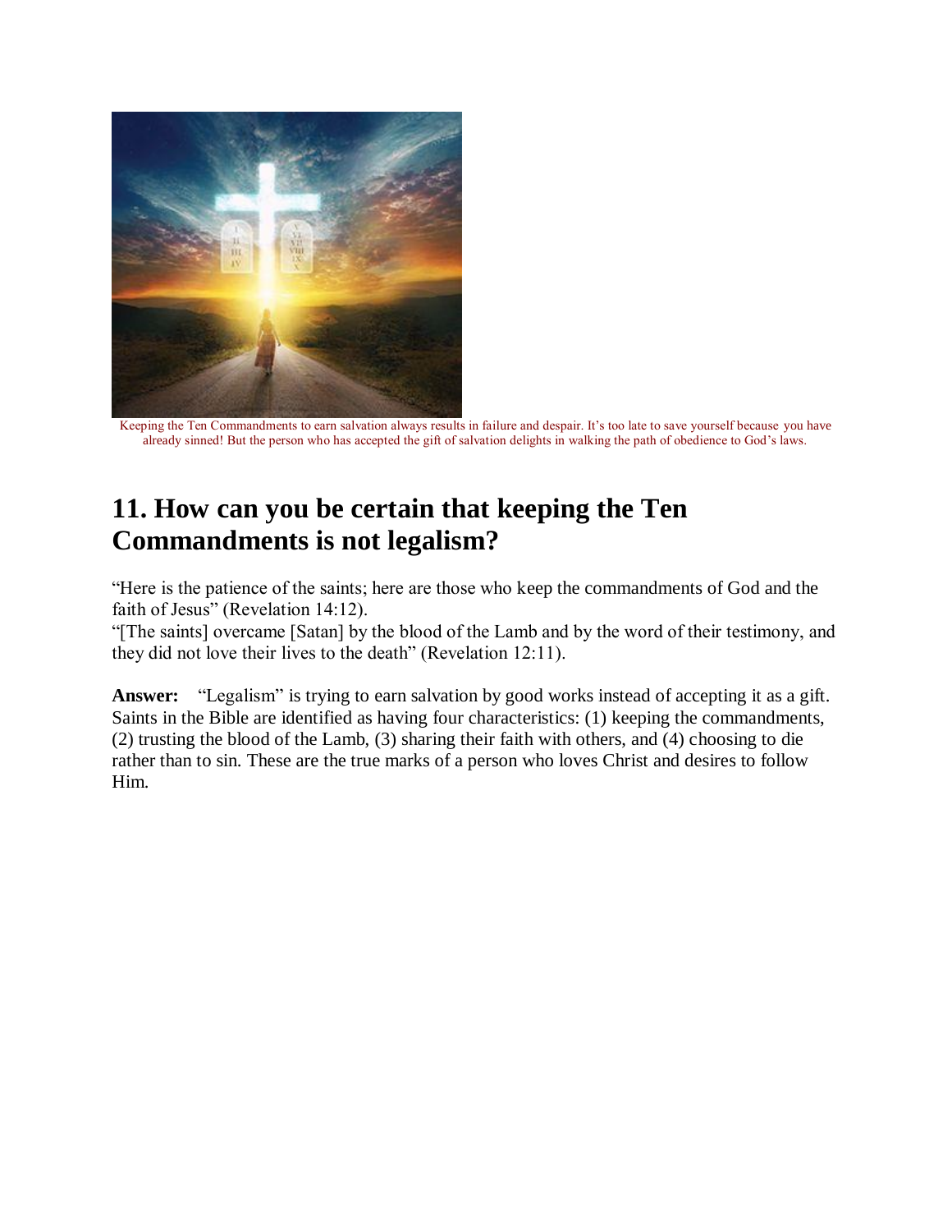Keeping the Ten Commandments to earn salvation always results in failure and despair. It's too late to save yourself because you have already sinned! But the person who has accepted the gift of salvation delights in walking the path of obedience to God's laws.

## 11. How can you be certain that keeping the Ten Commandments is not legalism?

"Here is the patience of the saints; here are those who keep the commandments of God and the faith of Jesus" (Revelation 14:12).
"[The saints] overcame [Satan] by the blood of the Lamb and by the word of their testimony, and they did not love their lives to the death" (Revelation 12:11).

**Answer:** "Legalism" is trying to earn salvation by good works instead of accepting it as a gift. Saints in the Bible are identified as having four characteristics: (1) keeping the commandments, (2) trusting the blood of the Lamb, (3) sharing their faith with others, and (4) choosing to die rather than to sin. These are the true marks of a person who loves Christ and desires to follow Him.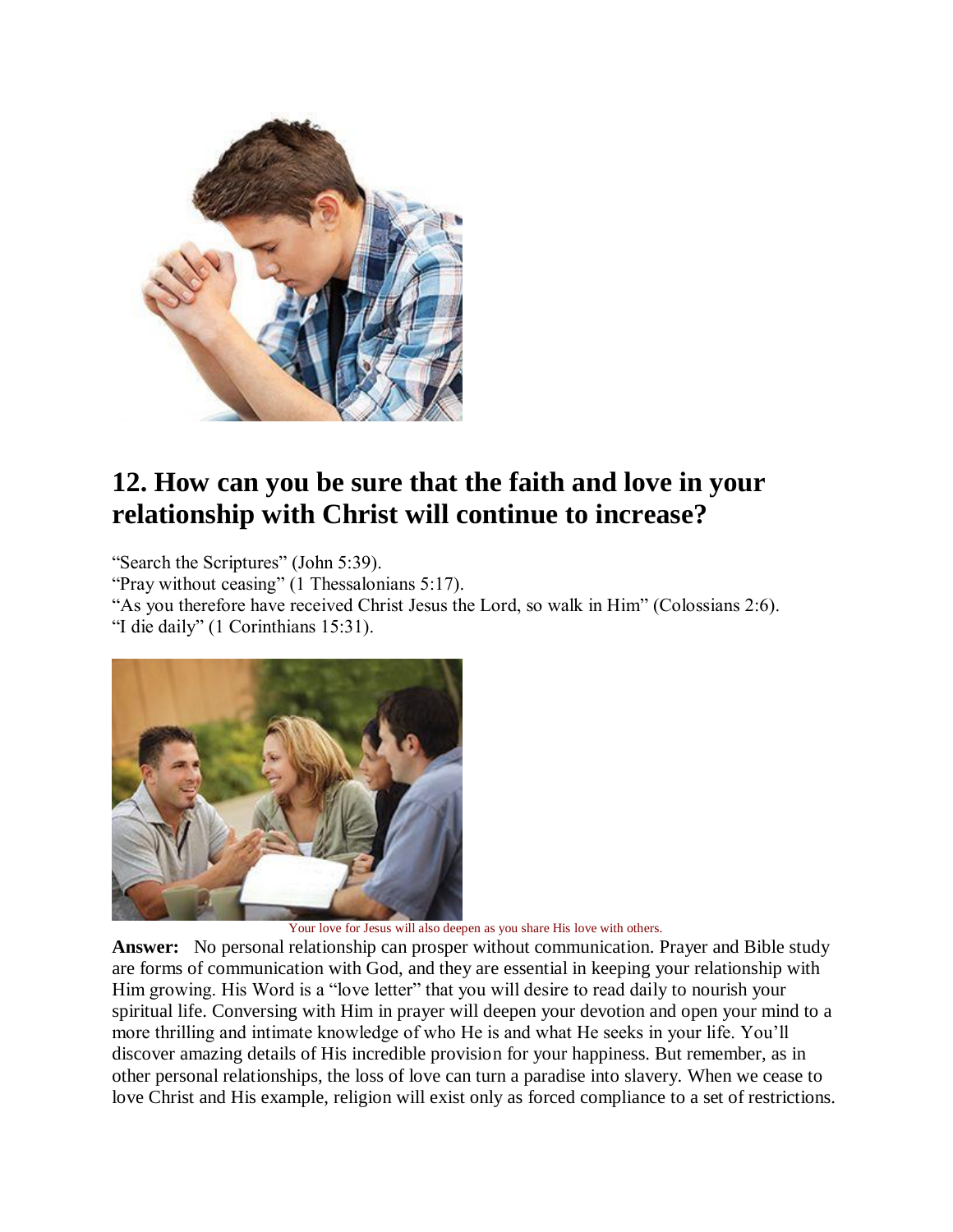## 12. How can you be sure that the faith and love in your relationship with Christ will continue to increase?

"Search the Scriptures" (John 5:39).
"Pray without ceasing" (1 Thessalonians 5:17).
"As you therefore have received Christ Jesus the Lord, so walk in Him" (Colossians 2:6).
"I die daily" (1 Corinthians 15:31).

Your love for Jesus will also deepen as you share His love with others.

**Answer:** No personal relationship can prosper without communication. Prayer and Bible study are forms of communication with God, and they are essential in keeping your relationship with Him growing. His Word is a "love letter" that you will desire to read daily to nourish your spiritual life. Conversing with Him in prayer will deepen your devotion and open your mind to a more thrilling and intimate knowledge of who He is and what He seeks in your life. You'll discover amazing details of His incredible provision for your happiness. But remember, as in other personal relationships, the loss of love can turn a paradise into slavery. When we cease to love Christ and His example, religion will exist only as forced compliance to a set of restrictions.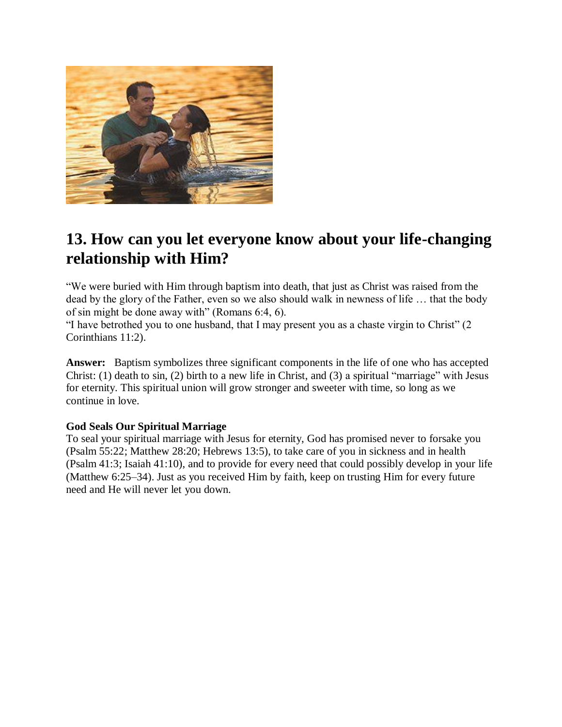## 13. How can you let everyone know about your life-changing relationship with Him?

"We were buried with Him through baptism into death, that just as Christ was raised from the dead by the glory of the Father, even so we also should walk in newness of life … that the body of sin might be done away with" (Romans 6:4, 6).
"I have betrothed you to one husband, that I may present you as a chaste virgin to Christ" (2 Corinthians 11:2).

**Answer:** Baptism symbolizes three significant components in the life of one who has accepted Christ: (1) death to sin, (2) birth to a new life in Christ, and (3) a spiritual "marriage" with Jesus for eternity. This spiritual union will grow stronger and sweeter with time, so long as we continue in love.

**God Seals Our Spiritual Marriage**
To seal your spiritual marriage with Jesus for eternity, God has promised never to forsake you (Psalm 55:22; Matthew 28:20; Hebrews 13:5), to take care of you in sickness and in health (Psalm 41:3; Isaiah 41:10), and to provide for every need that could possibly develop in your life (Matthew 6:25–34). Just as you received Him by faith, keep on trusting Him for every future need and He will never let you down.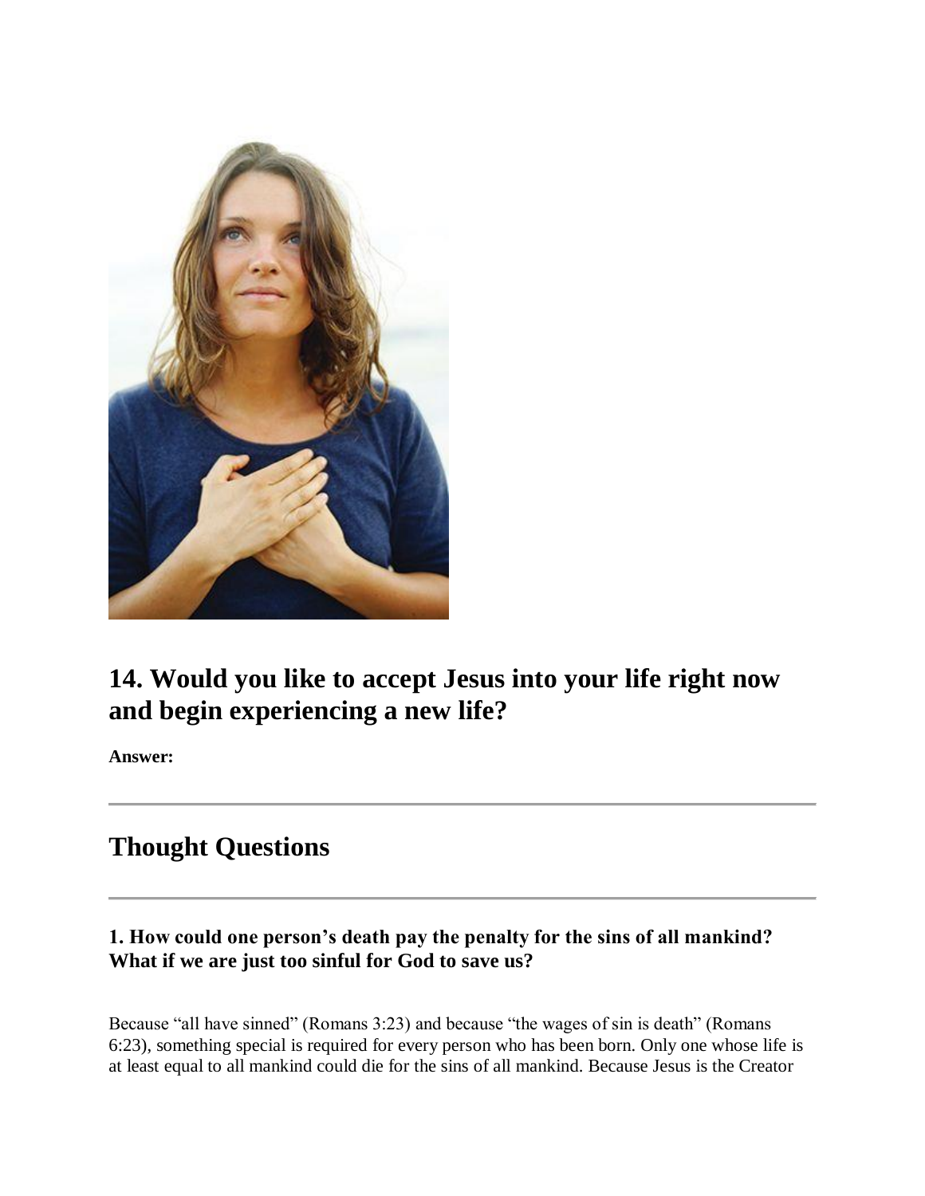## 14. Would you like to accept Jesus into your life right now and begin experiencing a new life?

**Answer:**

---

## Thought Questions

---

### 1. How could one person's death pay the penalty for the sins of all mankind? What if we are just too sinful for God to save us?

Because "all have sinned" (Romans 3:23) and because "the wages of sin is death" (Romans 6:23), something special is required for every person who has been born. Only one whose life is at least equal to all mankind could die for the sins of all mankind. Because Jesus is the Creator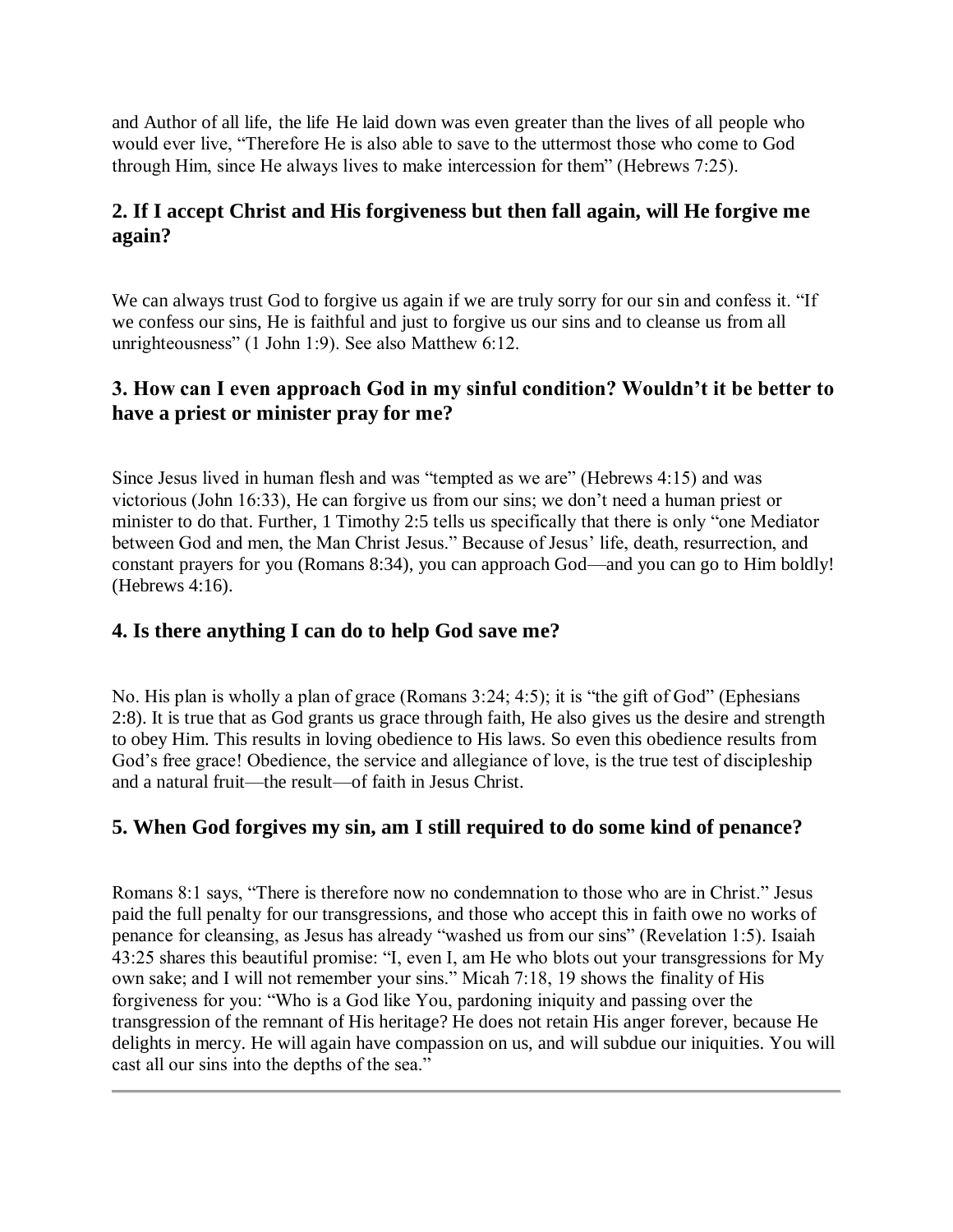and Author of all life, the life He laid down was even greater than the lives of all people who would ever live, "Therefore He is also able to save to the uttermost those who come to God through Him, since He always lives to make intercession for them" (Hebrews 7:25).

## 2. If I accept Christ and His forgiveness but then fall again, will He forgive me again?

We can always trust God to forgive us again if we are truly sorry for our sin and confess it. "If we confess our sins, He is faithful and just to forgive us our sins and to cleanse us from all unrighteousness" (1 John 1:9). See also Matthew 6:12.

## 3. How can I even approach God in my sinful condition? Wouldn't it be better to have a priest or minister pray for me?

Since Jesus lived in human flesh and was "tempted as we are" (Hebrews 4:15) and was victorious (John 16:33), He can forgive us from our sins; we don't need a human priest or minister to do that. Further, 1 Timothy 2:5 tells us specifically that there is only "one Mediator between God and men, the Man Christ Jesus." Because of Jesus' life, death, resurrection, and constant prayers for you (Romans 8:34), you can approach God—and you can go to Him boldly! (Hebrews 4:16).

## 4. Is there anything I can do to help God save me?

No. His plan is wholly a plan of grace (Romans 3:24; 4:5); it is "the gift of God" (Ephesians 2:8). It is true that as God grants us grace through faith, He also gives us the desire and strength to obey Him. This results in loving obedience to His laws. So even this obedience results from God's free grace! Obedience, the service and allegiance of love, is the true test of discipleship and a natural fruit—the result—of faith in Jesus Christ.

## 5. When God forgives my sin, am I still required to do some kind of penance?

Romans 8:1 says, "There is therefore now no condemnation to those who are in Christ." Jesus paid the full penalty for our transgressions, and those who accept this in faith owe no works of penance for cleansing, as Jesus has already "washed us from our sins" (Revelation 1:5). Isaiah 43:25 shares this beautiful promise: "I, even I, am He who blots out your transgressions for My own sake; and I will not remember your sins." Micah 7:18, 19 shows the finality of His forgiveness for you: "Who is a God like You, pardoning iniquity and passing over the transgression of the remnant of His heritage? He does not retain His anger forever, because He delights in mercy. He will again have compassion on us, and will subdue our iniquities. You will cast all our sins into the depths of the sea."

---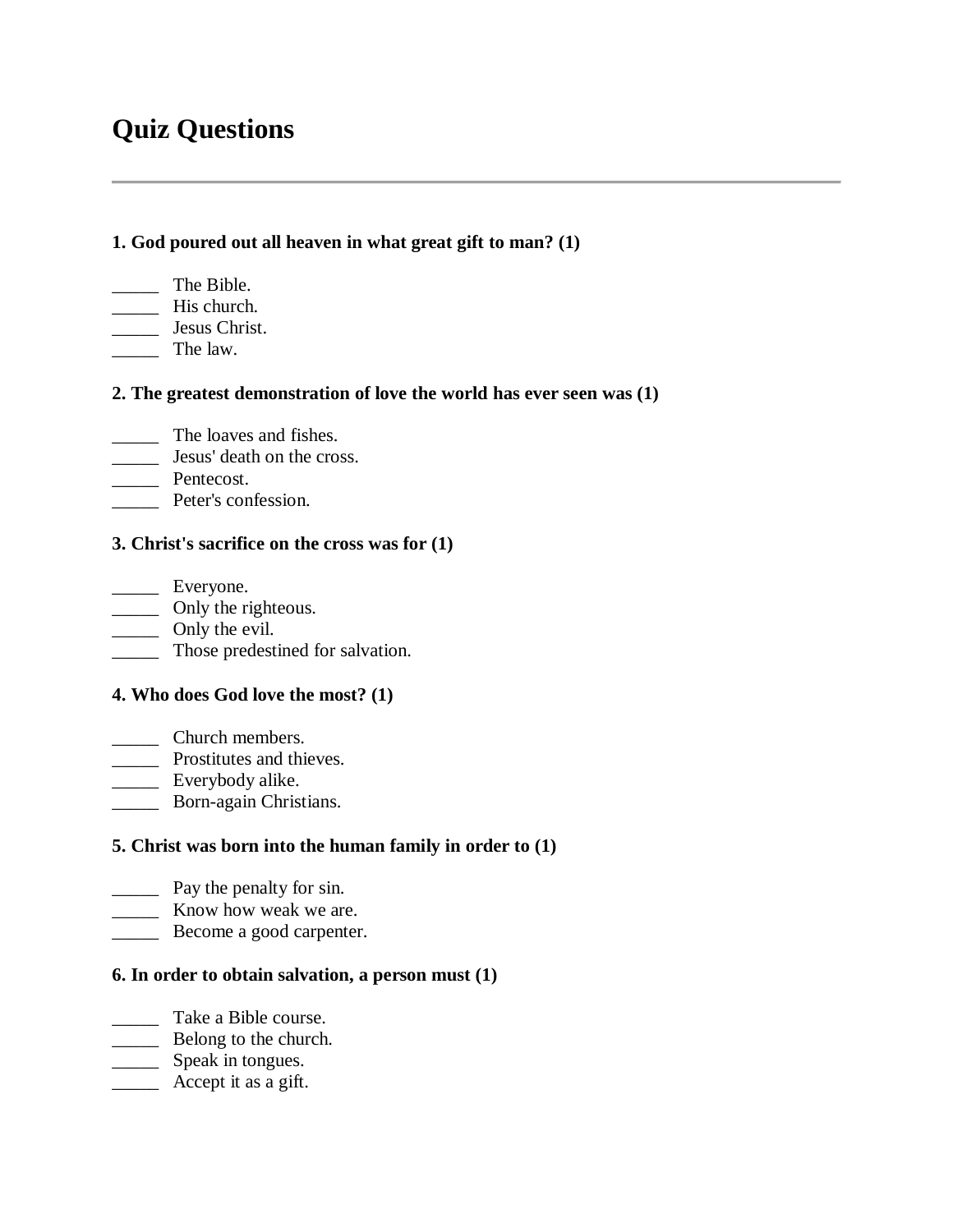# Quiz Questions

---

**1. God poured out all heaven in what great gift to man? (1)**

_____ The Bible.
_____ His church.
_____ Jesus Christ.
_____ The law.

**2. The greatest demonstration of love the world has ever seen was (1)**

_____ The loaves and fishes.
_____ Jesus' death on the cross.
_____ Pentecost.
_____ Peter's confession.

**3. Christ's sacrifice on the cross was for (1)**

_____ Everyone.
_____ Only the righteous.
_____ Only the evil.
_____ Those predestined for salvation.

**4. Who does God love the most? (1)**

_____ Church members.
_____ Prostitutes and thieves.
_____ Everybody alike.
_____ Born-again Christians.

**5. Christ was born into the human family in order to (1)**

_____ Pay the penalty for sin.
_____ Know how weak we are.
_____ Become a good carpenter.

**6. In order to obtain salvation, a person must (1)**

_____ Take a Bible course.
_____ Belong to the church.
_____ Speak in tongues.
_____ Accept it as a gift.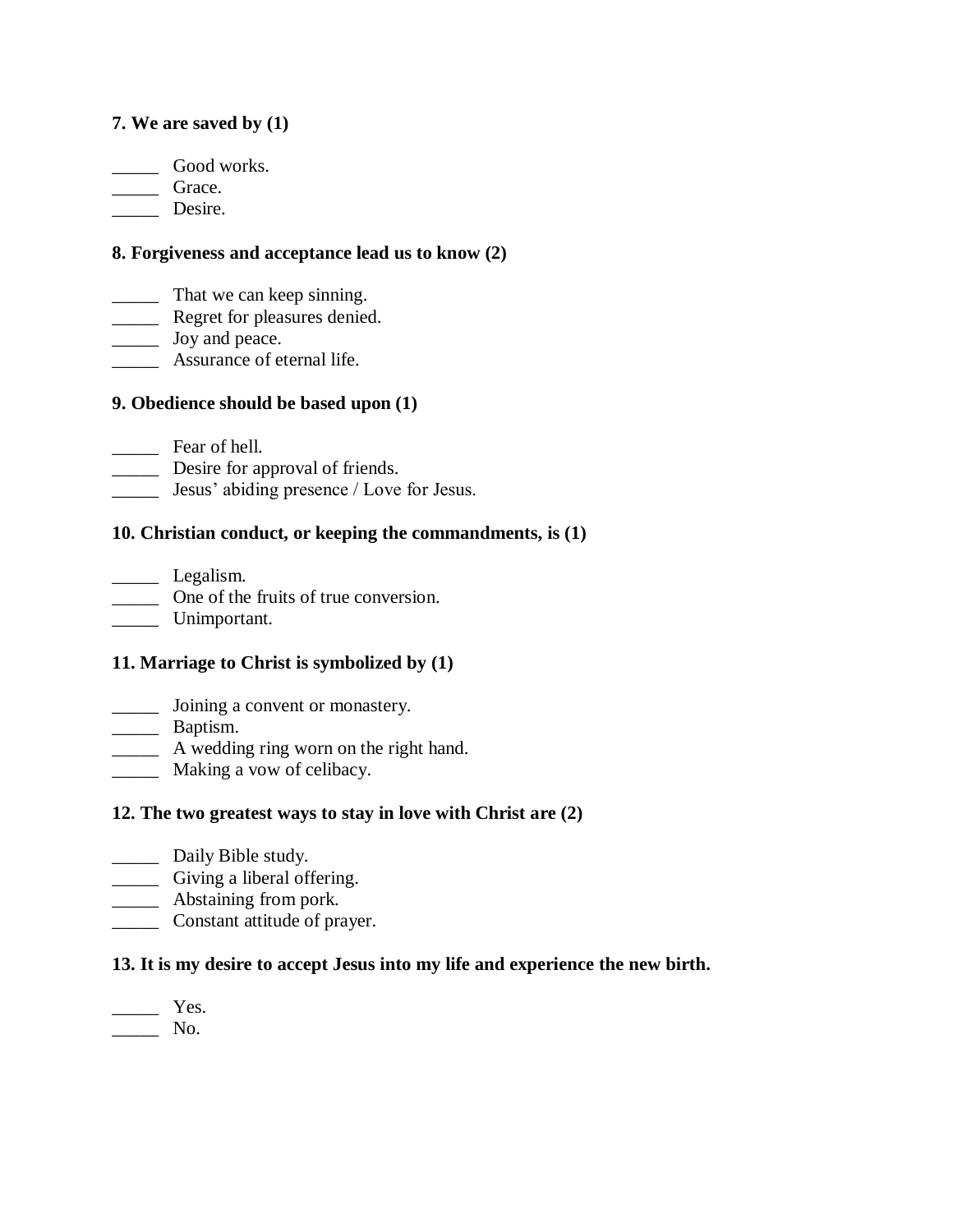**7. We are saved by (1)**

_____ Good works.
_____ Grace.
_____ Desire.

**8. Forgiveness and acceptance lead us to know (2)**

_____ That we can keep sinning.
_____ Regret for pleasures denied.
_____ Joy and peace.
_____ Assurance of eternal life.

**9. Obedience should be based upon (1)**

_____ Fear of hell.
_____ Desire for approval of friends.
_____ Jesus' abiding presence / Love for Jesus.

**10. Christian conduct, or keeping the commandments, is (1)**

_____ Legalism.
_____ One of the fruits of true conversion.
_____ Unimportant.

**11. Marriage to Christ is symbolized by (1)**

_____ Joining a convent or monastery.
_____ Baptism.
_____ A wedding ring worn on the right hand.
_____ Making a vow of celibacy.

**12. The two greatest ways to stay in love with Christ are (2)**

_____ Daily Bible study.
_____ Giving a liberal offering.
_____ Abstaining from pork.
_____ Constant attitude of prayer.

**13. It is my desire to accept Jesus into my life and experience the new birth.**

_____ Yes.
_____ No.